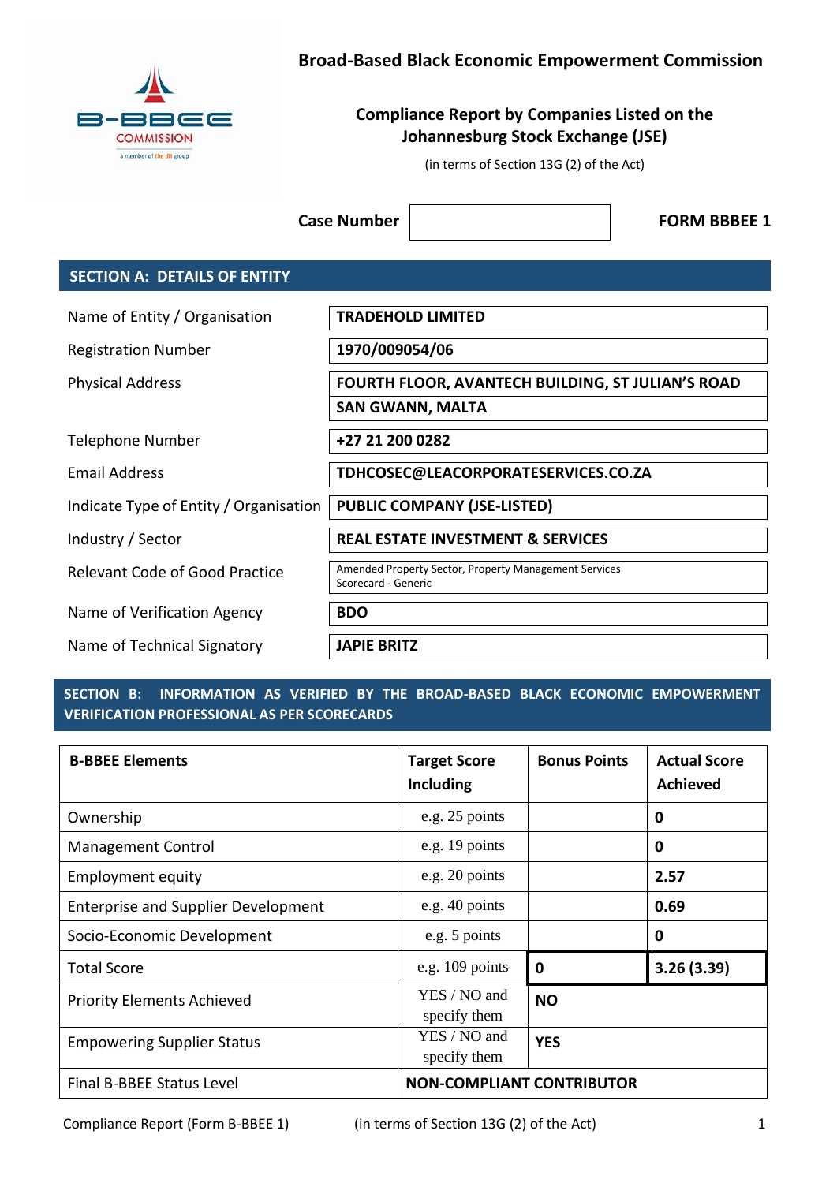B-BBEE COMMISSION
a member of the dti group

# Broad-Based Black Economic Empowerment Commission

## Compliance Report by Companies Listed on the Johannesburg Stock Exchange (JSE)

(in terms of Section 13G (2) of the Act)

**Case Number** | | **FORM BBBEE 1**

## SECTION A: DETAILS OF ENTITY

| | |
|---|---|
| Name of Entity / Organisation | **TRADEHOLD LIMITED** |
| Registration Number | **1970/009054/06** |
| Physical Address | **FOURTH FLOOR, AVANTECH BUILDING, ST JULIAN'S ROAD** **SAN GWANN, MALTA** |
| Telephone Number | **+27 21 200 0282** |
| Email Address | **TDHCOSEC@LEACORPORATESERVICES.CO.ZA** |
| Indicate Type of Entity / Organisation | **PUBLIC COMPANY (JSE-LISTED)** |
| Industry / Sector | **REAL ESTATE INVESTMENT & SERVICES** |
| Relevant Code of Good Practice | Amended Property Sector, Property Management Services Scorecard - Generic |
| Name of Verification Agency | **BDO** |
| Name of Technical Signatory | **JAPIE BRITZ** |

## SECTION B: INFORMATION AS VERIFIED BY THE BROAD-BASED BLACK ECONOMIC EMPOWERMENT VERIFICATION PROFESSIONAL AS PER SCORECARDS

| B-BBEE Elements | Target Score Including | Bonus Points | Actual Score Achieved |
|---|---|---|---|
| Ownership | e.g. 25 points | | **0** |
| Management Control | e.g. 19 points | | **0** |
| Employment equity | e.g. 20 points | | **2.57** |
| Enterprise and Supplier Development | e.g. 40 points | | **0.69** |
| Socio-Economic Development | e.g. 5 points | | **0** |
| Total Score | e.g. 109 points | **0** | **3.26 (3.39)** |
| Priority Elements Achieved | YES / NO and specify them | **NO** | |
| Empowering Supplier Status | YES / NO and specify them | **YES** | |
| Final B-BBEE Status Level | **NON-COMPLIANT CONTRIBUTOR** | | |

Compliance Report (Form B-BBEE 1) (in terms of Section 13G (2) of the Act)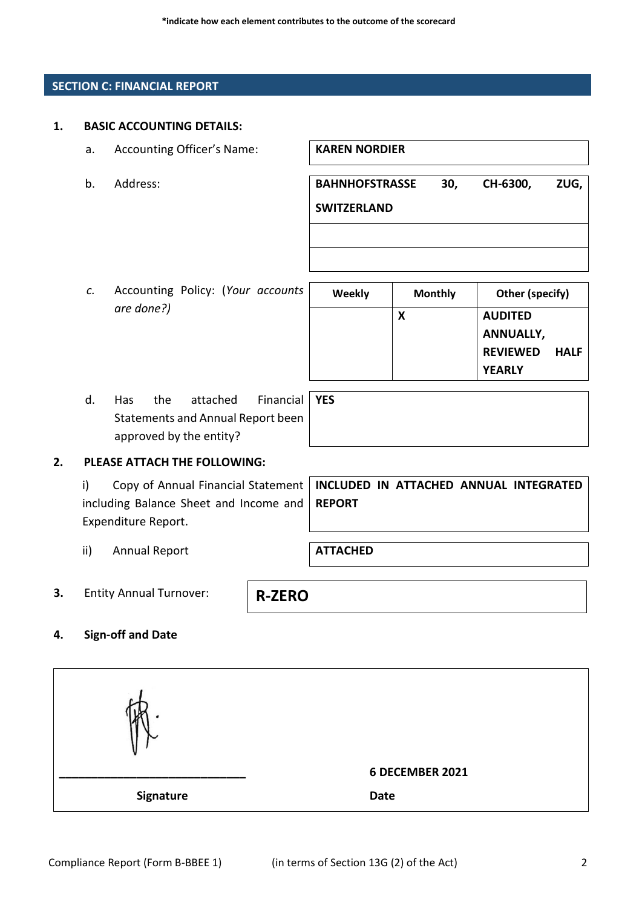*indicate how each element contributes to the outcome of the scorecard

## SECTION C: FINANCIAL REPORT

**1. BASIC ACCOUNTING DETAILS:**

a. Accounting Officer's Name: **KAREN NORDIER**

b. Address: **BAHNHOFSTRASSE 30, CH-6300, ZUG, SWITZERLAND**

c. Accounting Policy: (*Your accounts are done?)*

| Weekly | Monthly | Other (specify) |
|---|---|---|
| | **X** | **AUDITED ANNUALLY, REVIEWED HALF YEARLY** |

d. Has the attached Financial Statements and Annual Report been approved by the entity? **YES**

**2. PLEASE ATTACH THE FOLLOWING:**

i) Copy of Annual Financial Statement including Balance Sheet and Income and Expenditure Report. **INCLUDED IN ATTACHED ANNUAL INTEGRATED REPORT**

ii) Annual Report **ATTACHED**

**3.** Entity Annual Turnover: **R-ZERO**

**4. Sign-off and Date**

| | |
|---|---|
| ______________________________ | **6 DECEMBER 2021** |
| **Signature** | **Date** |

Compliance Report (Form B-BBEE 1) (in terms of Section 13G (2) of the Act)